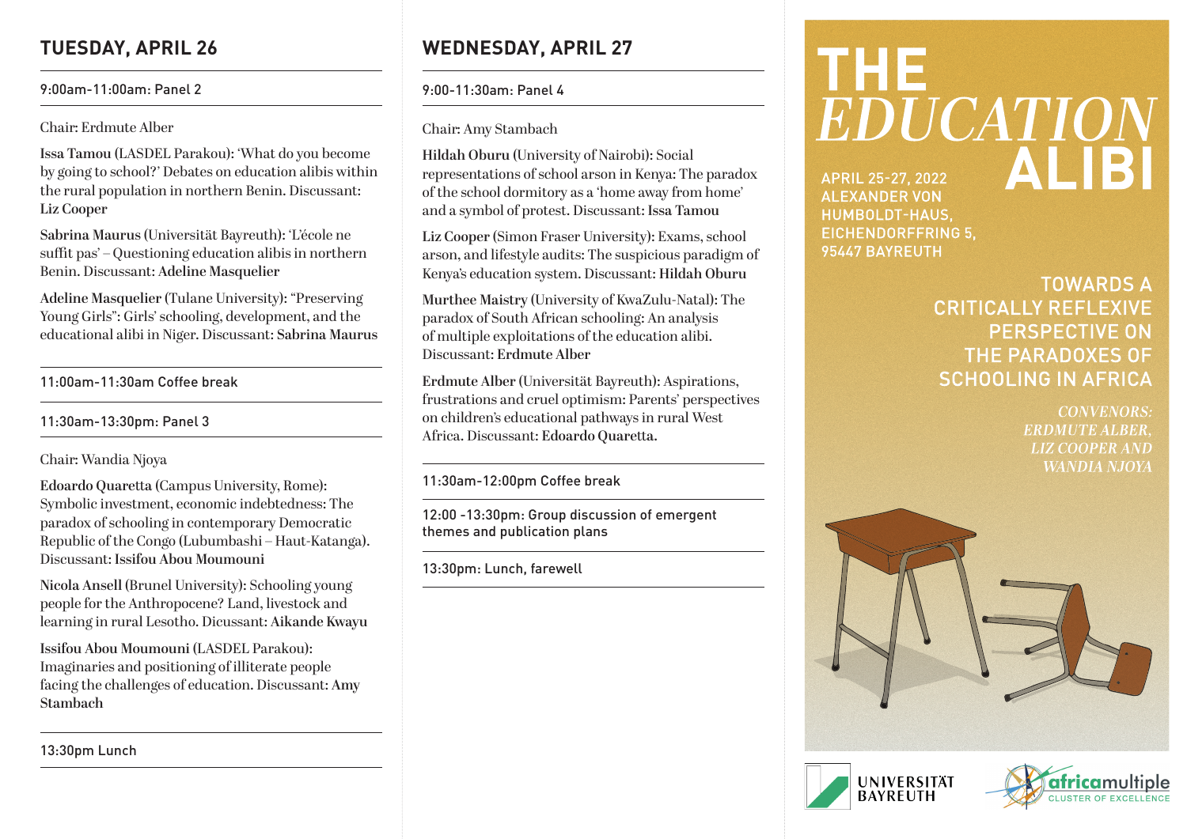## TUESDAY, APRIL 26

9:00am-11:00am: Panel 2

Chair: Erdmute Alber

**Issa Tamou** (LASDEL Parakou): 'What do you become by going to school?' Debates on education alibis within the rural population in northern Benin. Discussant: **Liz Cooper**

**Sabrina Maurus** (Universität Bayreuth): 'L'école ne suffit pas' – Questioning education alibis in northern Benin. Discussant: **Adeline Masquelier**

**Adeline Masquelier** (Tulane University): "Preserving Young Girls": Girls' schooling, development, and the educational alibi in Niger. Discussant: **Sabrina Maurus**

11:00am-11:30am Coffee break

11:30am-13:30pm: Panel 3

Chair: Wandia Njoya

**Edoardo Quaretta** (Campus University, Rome): Symbolic investment, economic indebtedness: The paradox of schooling in contemporary Democratic Republic of the Congo (Lubumbashi – Haut-Katanga). Discussant: **Issifou Abou Moumouni**

**Nicola Ansell** (Brunel University): Schooling young people for the Anthropocene? Land, livestock and learning in rural Lesotho. Dicussant: **Aikande Kwayu**

**Issifou Abou Moumouni** (LASDEL Parakou): Imaginaries and positioning of illiterate people facing the challenges of education. Discussant: **Amy Stambach**

13:30pm Lunch

## WEDNESDAY, APRIL 27

9:00-11:30am: Panel 4

Chair: Amy Stambach

**Hildah Oburu** (University of Nairobi): Social representations of school arson in Kenya: The paradox of the school dormitory as a 'home away from home' and a symbol of protest. Discussant: **Issa Tamou**

**Liz Cooper** (Simon Fraser University): Exams, school arson, and lifestyle audits: The suspicious paradigm of Kenya's education system. Discussant: **Hildah Oburu**

**Murthee Maistry** (University of KwaZulu-Natal): The paradox of South African schooling: An analysis of multiple exploitations of the education alibi. Discussant: **Erdmute Alber**

**Erdmute Alber** (Universität Bayreuth): Aspirations, frustrations and cruel optimism: Parents' perspectives on children's educational pathways in rural West Africa. Discussant: **Edoardo Quaretta.**

11:30am-12:00pm Coffee break

12:00 -13:30pm: Group discussion of emergent themes and publication plans

13:30pm: Lunch, farewell

# THE *EDUCATION* ALIBI

APRIL 25-27, 2022
ALEXANDER VON HUMBOLDT-HAUS,
EICHENDORFFRING 5,
95447 BAYREUTH

TOWARDS A CRITICALLY REFLEXIVE PERSPECTIVE ON THE PARADOXES OF SCHOOLING IN AFRICA

*CONVENORS:*
*ERDMUTE ALBER,*
*LIZ COOPER AND*
*WANDIA NJOYA*

UNIVERSITÄT BAYREUTH

africamultiple CLUSTER OF EXCELLENCE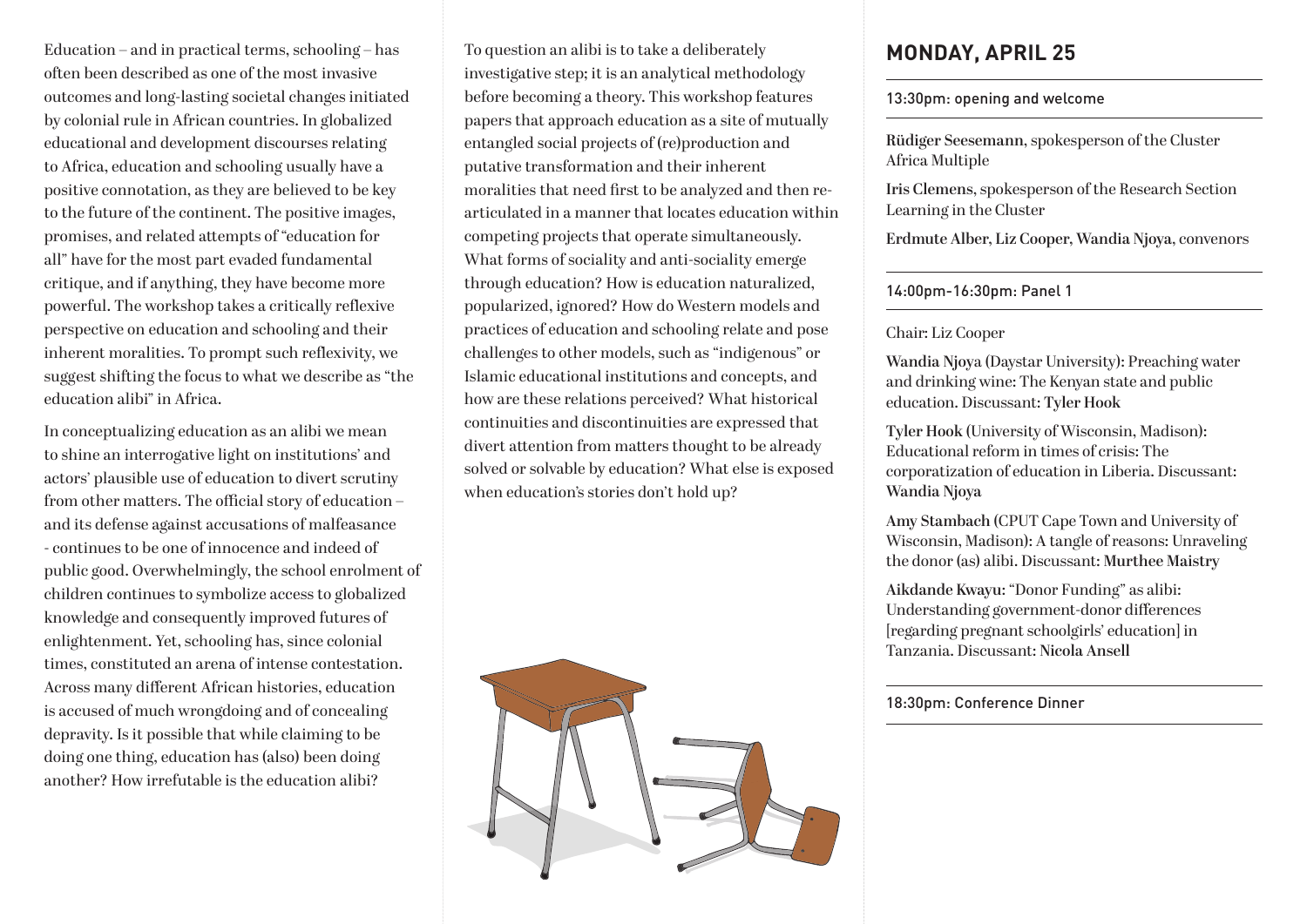Education – and in practical terms, schooling – has often been described as one of the most invasive outcomes and long-lasting societal changes initiated by colonial rule in African countries. In globalized educational and development discourses relating to Africa, education and schooling usually have a positive connotation, as they are believed to be key to the future of the continent. The positive images, promises, and related attempts of "education for all" have for the most part evaded fundamental critique, and if anything, they have become more powerful. The workshop takes a critically reflexive perspective on education and schooling and their inherent moralities. To prompt such reflexivity, we suggest shifting the focus to what we describe as "the education alibi" in Africa.

In conceptualizing education as an alibi we mean to shine an interrogative light on institutions' and actors' plausible use of education to divert scrutiny from other matters. The official story of education – and its defense against accusations of malfeasance - continues to be one of innocence and indeed of public good. Overwhelmingly, the school enrolment of children continues to symbolize access to globalized knowledge and consequently improved futures of enlightenment. Yet, schooling has, since colonial times, constituted an arena of intense contestation. Across many different African histories, education is accused of much wrongdoing and of concealing depravity. Is it possible that while claiming to be doing one thing, education has (also) been doing another? How irrefutable is the education alibi?

To question an alibi is to take a deliberately investigative step; it is an analytical methodology before becoming a theory. This workshop features papers that approach education as a site of mutually entangled social projects of (re)production and putative transformation and their inherent moralities that need first to be analyzed and then re-articulated in a manner that locates education within competing projects that operate simultaneously. What forms of sociality and anti-sociality emerge through education? How is education naturalized, popularized, ignored? How do Western models and practices of education and schooling relate and pose challenges to other models, such as "indigenous" or Islamic educational institutions and concepts, and how are these relations perceived? What historical continuities and discontinuities are expressed that divert attention from matters thought to be already solved or solvable by education? What else is exposed when education's stories don't hold up?

## MONDAY, APRIL 25

13:30pm: opening and welcome

**Rüdiger Seesemann**, spokesperson of the Cluster Africa Multiple

**Iris Clemens**, spokesperson of the Research Section Learning in the Cluster

**Erdmute Alber, Liz Cooper, Wandia Njoya**, convenors

14:00pm-16:30pm: Panel 1

Chair: Liz Cooper

**Wandia Njoya** (Daystar University): Preaching water and drinking wine: The Kenyan state and public education. Discussant: **Tyler Hook**

**Tyler Hook** (University of Wisconsin, Madison): Educational reform in times of crisis: The corporatization of education in Liberia. Discussant: **Wandia Njoya**

**Amy Stambach** (CPUT Cape Town and University of Wisconsin, Madison): A tangle of reasons: Unraveling the donor (as) alibi. Discussant: **Murthee Maistry**

**Aikdande Kwayu**: "Donor Funding" as alibi: Understanding government-donor differences [regarding pregnant schoolgirls' education] in Tanzania. Discussant: **Nicola Ansell**

18:30pm: Conference Dinner